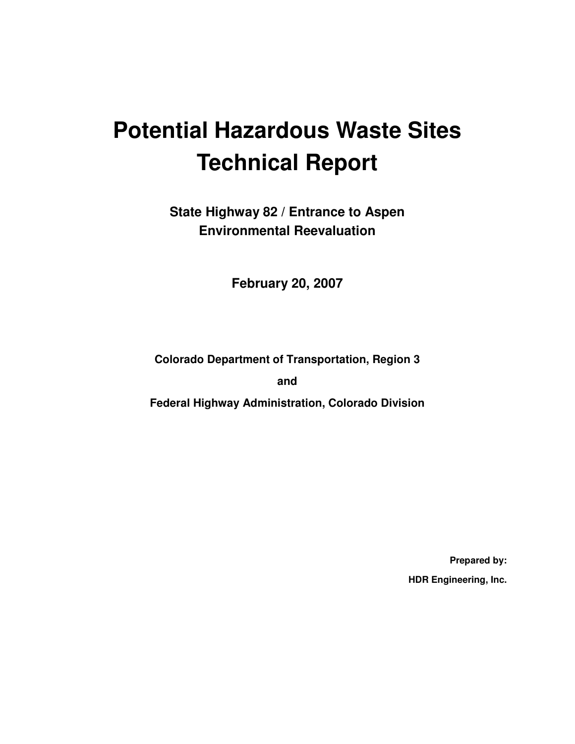# Potential Hazardous Waste Sites Technical Report

## State Highway 82 / Entrance to Aspen Environmental Reevaluation

**February 20, 2007**

**Colorado Department of Transportation, Region 3**

**and**

**Federal Highway Administration, Colorado Division**

**Prepared by:**

**HDR Engineering, Inc.**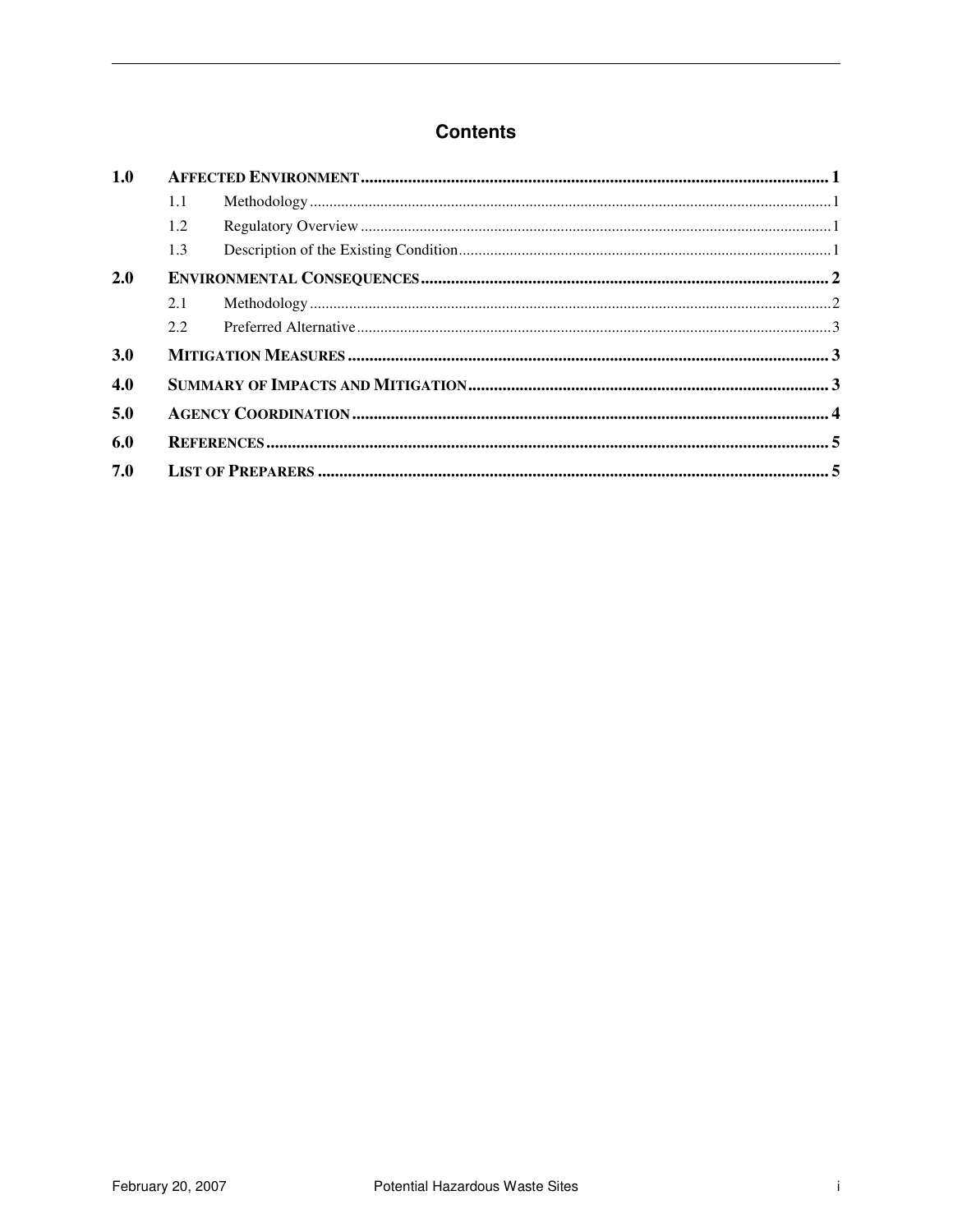# Contents

| | | |
|---|---|---|
| **1.0** | **AFFECTED ENVIRONMENT** | **1** |
| | 1.1 Methodology | 1 |
| | 1.2 Regulatory Overview | 1 |
| | 1.3 Description of the Existing Condition | 1 |
| **2.0** | **ENVIRONMENTAL CONSEQUENCES** | **2** |
| | 2.1 Methodology | 2 |
| | 2.2 Preferred Alternative | 3 |
| **3.0** | **MITIGATION MEASURES** | **3** |
| **4.0** | **SUMMARY OF IMPACTS AND MITIGATION** | **3** |
| **5.0** | **AGENCY COORDINATION** | **4** |
| **6.0** | **REFERENCES** | **5** |
| **7.0** | **LIST OF PREPARERS** | **5** |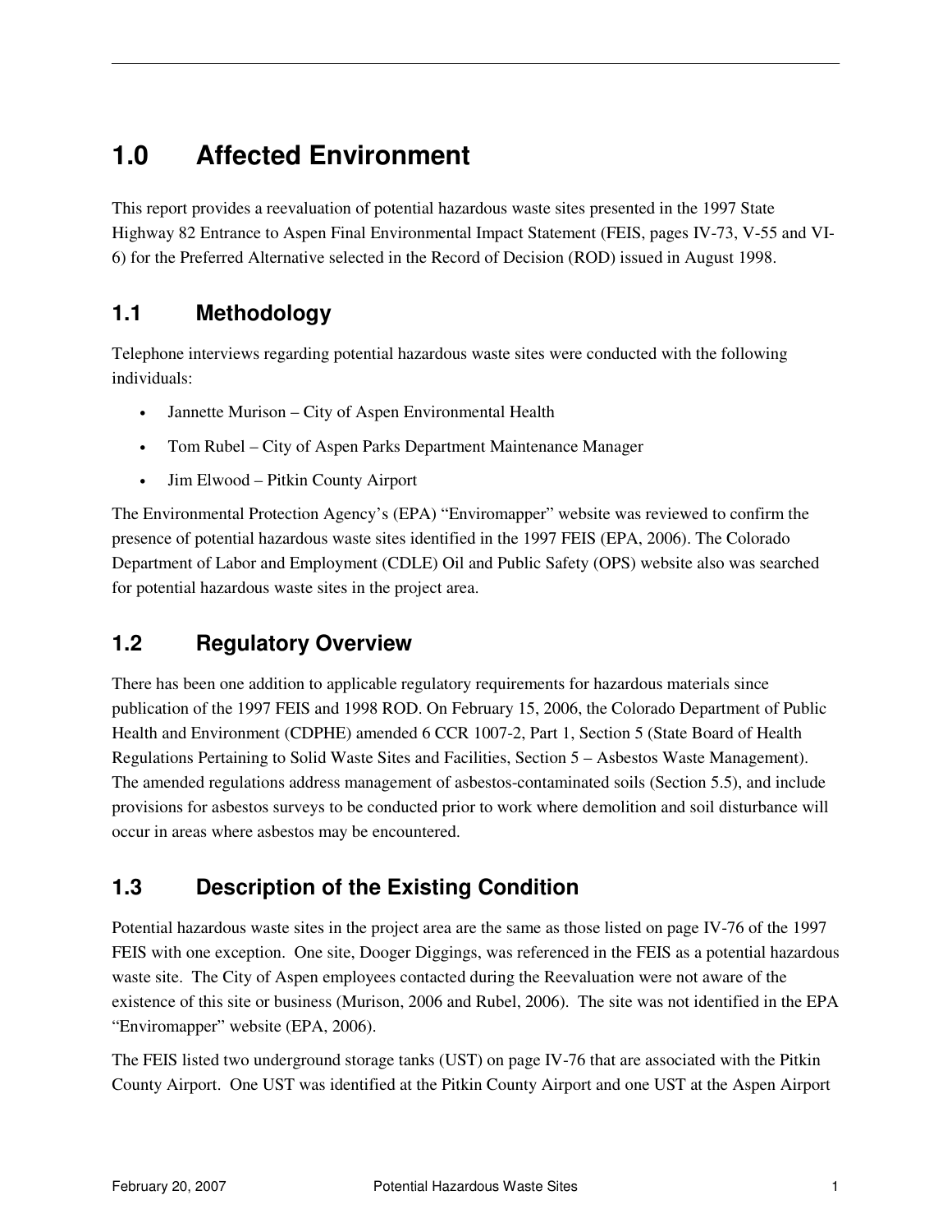# 1.0 Affected Environment

This report provides a reevaluation of potential hazardous waste sites presented in the 1997 State Highway 82 Entrance to Aspen Final Environmental Impact Statement (FEIS, pages IV-73, V-55 and VI-6) for the Preferred Alternative selected in the Record of Decision (ROD) issued in August 1998.

## 1.1 Methodology

Telephone interviews regarding potential hazardous waste sites were conducted with the following individuals:

- Jannette Murison – City of Aspen Environmental Health
- Tom Rubel – City of Aspen Parks Department Maintenance Manager
- Jim Elwood – Pitkin County Airport

The Environmental Protection Agency's (EPA) "Enviromapper" website was reviewed to confirm the presence of potential hazardous waste sites identified in the 1997 FEIS (EPA, 2006). The Colorado Department of Labor and Employment (CDLE) Oil and Public Safety (OPS) website also was searched for potential hazardous waste sites in the project area.

## 1.2 Regulatory Overview

There has been one addition to applicable regulatory requirements for hazardous materials since publication of the 1997 FEIS and 1998 ROD. On February 15, 2006, the Colorado Department of Public Health and Environment (CDPHE) amended 6 CCR 1007-2, Part 1, Section 5 (State Board of Health Regulations Pertaining to Solid Waste Sites and Facilities, Section 5 – Asbestos Waste Management). The amended regulations address management of asbestos-contaminated soils (Section 5.5), and include provisions for asbestos surveys to be conducted prior to work where demolition and soil disturbance will occur in areas where asbestos may be encountered.

## 1.3 Description of the Existing Condition

Potential hazardous waste sites in the project area are the same as those listed on page IV-76 of the 1997 FEIS with one exception. One site, Dooger Diggings, was referenced in the FEIS as a potential hazardous waste site. The City of Aspen employees contacted during the Reevaluation were not aware of the existence of this site or business (Murison, 2006 and Rubel, 2006). The site was not identified in the EPA "Enviromapper" website (EPA, 2006).

The FEIS listed two underground storage tanks (UST) on page IV-76 that are associated with the Pitkin County Airport. One UST was identified at the Pitkin County Airport and one UST at the Aspen Airport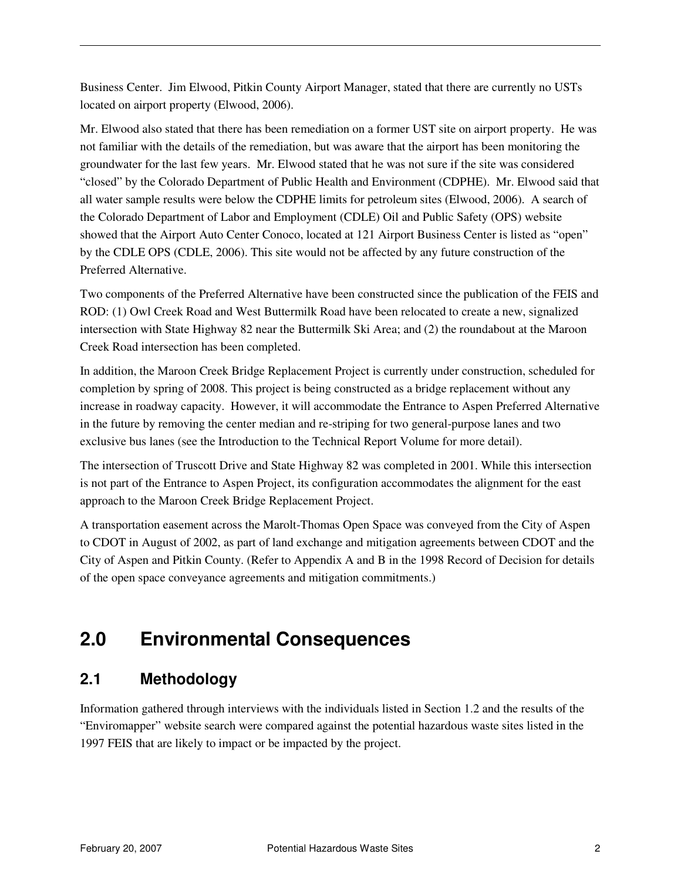Business Center. Jim Elwood, Pitkin County Airport Manager, stated that there are currently no USTs located on airport property (Elwood, 2006).

Mr. Elwood also stated that there has been remediation on a former UST site on airport property. He was not familiar with the details of the remediation, but was aware that the airport has been monitoring the groundwater for the last few years. Mr. Elwood stated that he was not sure if the site was considered "closed" by the Colorado Department of Public Health and Environment (CDPHE). Mr. Elwood said that all water sample results were below the CDPHE limits for petroleum sites (Elwood, 2006). A search of the Colorado Department of Labor and Employment (CDLE) Oil and Public Safety (OPS) website showed that the Airport Auto Center Conoco, located at 121 Airport Business Center is listed as "open" by the CDLE OPS (CDLE, 2006). This site would not be affected by any future construction of the Preferred Alternative.

Two components of the Preferred Alternative have been constructed since the publication of the FEIS and ROD: (1) Owl Creek Road and West Buttermilk Road have been relocated to create a new, signalized intersection with State Highway 82 near the Buttermilk Ski Area; and (2) the roundabout at the Maroon Creek Road intersection has been completed.

In addition, the Maroon Creek Bridge Replacement Project is currently under construction, scheduled for completion by spring of 2008. This project is being constructed as a bridge replacement without any increase in roadway capacity. However, it will accommodate the Entrance to Aspen Preferred Alternative in the future by removing the center median and re-striping for two general-purpose lanes and two exclusive bus lanes (see the Introduction to the Technical Report Volume for more detail).

The intersection of Truscott Drive and State Highway 82 was completed in 2001. While this intersection is not part of the Entrance to Aspen Project, its configuration accommodates the alignment for the east approach to the Maroon Creek Bridge Replacement Project.

A transportation easement across the Marolt-Thomas Open Space was conveyed from the City of Aspen to CDOT in August of 2002, as part of land exchange and mitigation agreements between CDOT and the City of Aspen and Pitkin County. (Refer to Appendix A and B in the 1998 Record of Decision for details of the open space conveyance agreements and mitigation commitments.)

# 2.0 Environmental Consequences

## 2.1 Methodology

Information gathered through interviews with the individuals listed in Section 1.2 and the results of the "Enviromapper" website search were compared against the potential hazardous waste sites listed in the 1997 FEIS that are likely to impact or be impacted by the project.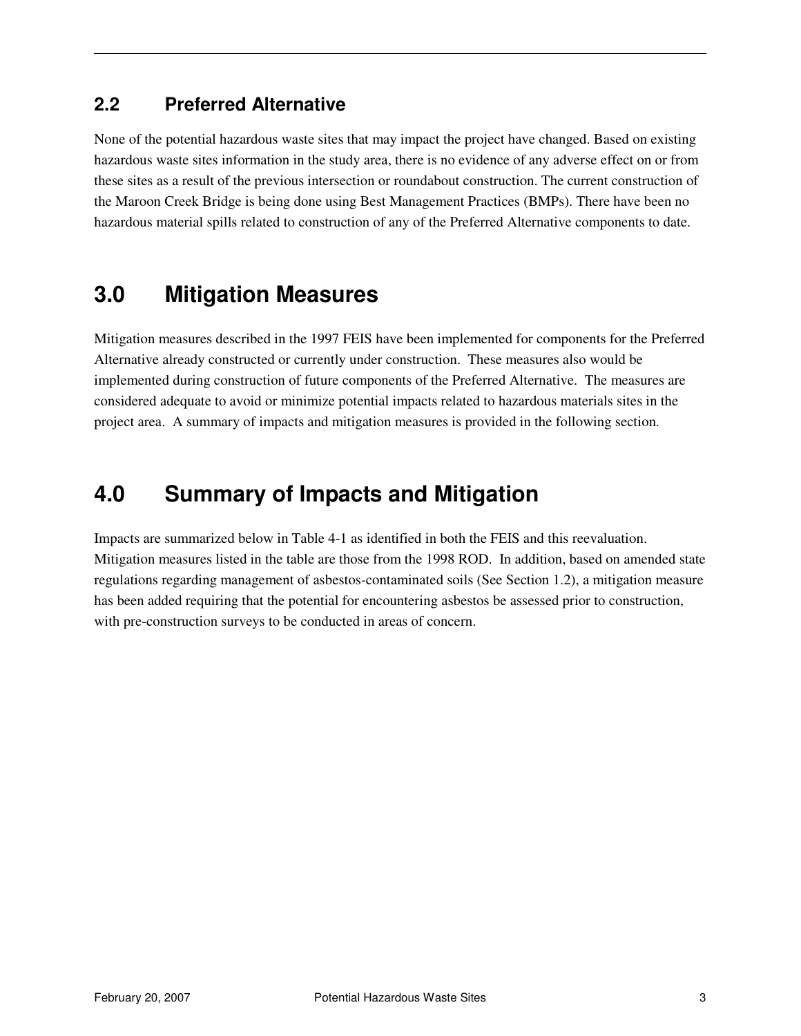### 2.2 Preferred Alternative

None of the potential hazardous waste sites that may impact the project have changed. Based on existing hazardous waste sites information in the study area, there is no evidence of any adverse effect on or from these sites as a result of the previous intersection or roundabout construction. The current construction of the Maroon Creek Bridge is being done using Best Management Practices (BMPs). There have been no hazardous material spills related to construction of any of the Preferred Alternative components to date.

## 3.0 Mitigation Measures

Mitigation measures described in the 1997 FEIS have been implemented for components for the Preferred Alternative already constructed or currently under construction. These measures also would be implemented during construction of future components of the Preferred Alternative. The measures are considered adequate to avoid or minimize potential impacts related to hazardous materials sites in the project area. A summary of impacts and mitigation measures is provided in the following section.

## 4.0 Summary of Impacts and Mitigation

Impacts are summarized below in Table 4-1 as identified in both the FEIS and this reevaluation. Mitigation measures listed in the table are those from the 1998 ROD. In addition, based on amended state regulations regarding management of asbestos-contaminated soils (See Section 1.2), a mitigation measure has been added requiring that the potential for encountering asbestos be assessed prior to construction, with pre-construction surveys to be conducted in areas of concern.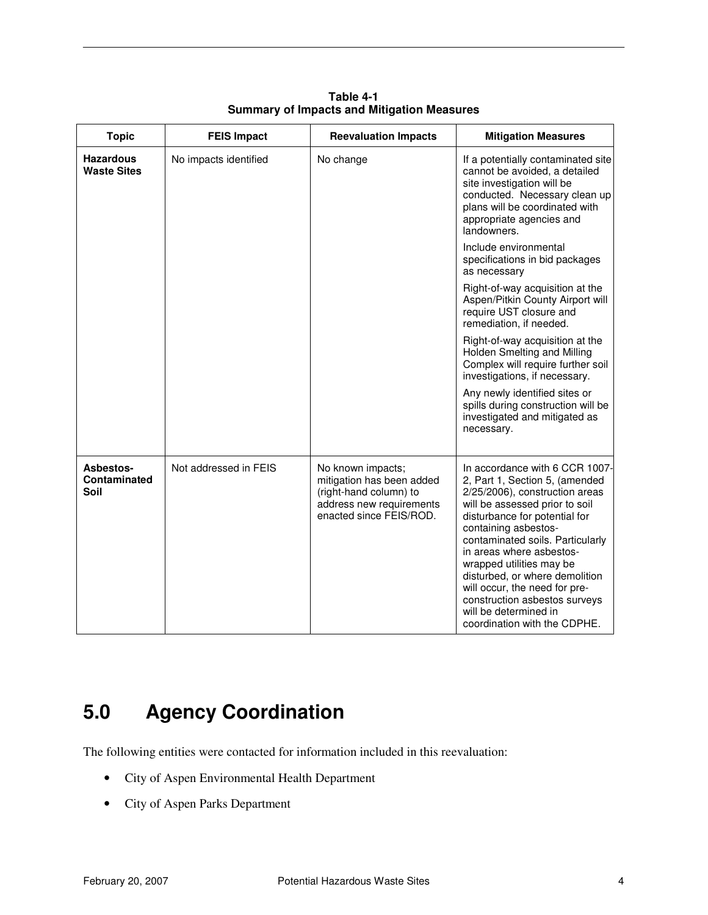**Table 4-1**
**Summary of Impacts and Mitigation Measures**

| Topic | FEIS Impact | Reevaluation Impacts | Mitigation Measures |
|---|---|---|---|
| **Hazardous Waste Sites** | No impacts identified | No change | If a potentially contaminated site cannot be avoided, a detailed site investigation will be conducted. Necessary clean up plans will be coordinated with appropriate agencies and landowners.<br><br>Include environmental specifications in bid packages as necessary<br><br>Right-of-way acquisition at the Aspen/Pitkin County Airport will require UST closure and remediation, if needed.<br><br>Right-of-way acquisition at the Holden Smelting and Milling Complex will require further soil investigations, if necessary.<br><br>Any newly identified sites or spills during construction will be investigated and mitigated as necessary. |
| **Asbestos-Contaminated Soil** | Not addressed in FEIS | No known impacts; mitigation has been added (right-hand column) to address new requirements enacted since FEIS/ROD. | In accordance with 6 CCR 1007-2, Part 1, Section 5, (amended 2/25/2006), construction areas will be assessed prior to soil disturbance for potential for containing asbestos-contaminated soils. Particularly in areas where asbestos-wrapped utilities may be disturbed, or where demolition will occur, the need for pre-construction asbestos surveys will be determined in coordination with the CDPHE. |

# 5.0 Agency Coordination

The following entities were contacted for information included in this reevaluation:

- City of Aspen Environmental Health Department
- City of Aspen Parks Department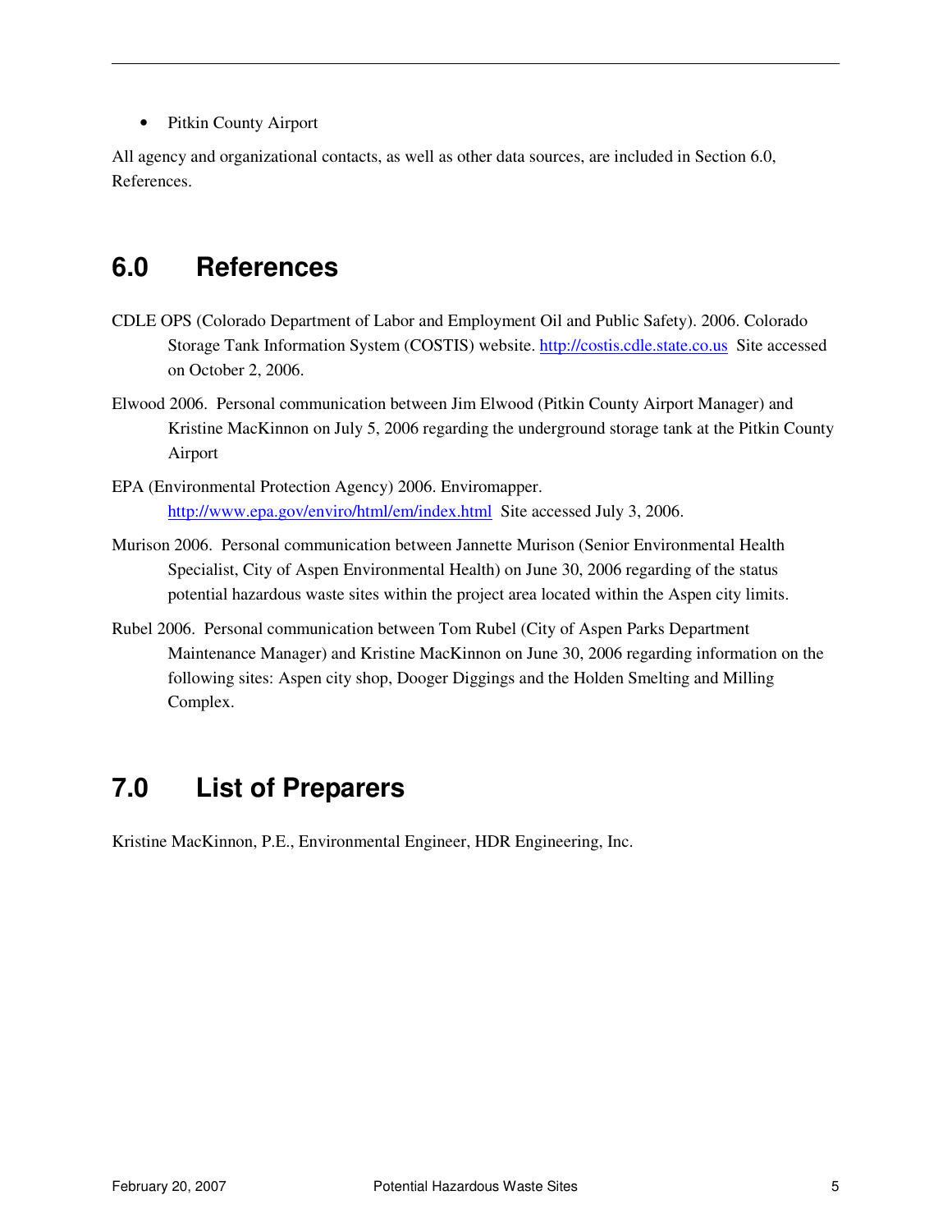- Pitkin County Airport

All agency and organizational contacts, as well as other data sources, are included in Section 6.0, References.

# 6.0 References

CDLE OPS (Colorado Department of Labor and Employment Oil and Public Safety). 2006. Colorado Storage Tank Information System (COSTIS) website. http://costis.cdle.state.co.us Site accessed on October 2, 2006.

Elwood 2006. Personal communication between Jim Elwood (Pitkin County Airport Manager) and Kristine MacKinnon on July 5, 2006 regarding the underground storage tank at the Pitkin County Airport

EPA (Environmental Protection Agency) 2006. Enviromapper. http://www.epa.gov/enviro/html/em/index.html Site accessed July 3, 2006.

Murison 2006. Personal communication between Jannette Murison (Senior Environmental Health Specialist, City of Aspen Environmental Health) on June 30, 2006 regarding of the status potential hazardous waste sites within the project area located within the Aspen city limits.

Rubel 2006. Personal communication between Tom Rubel (City of Aspen Parks Department Maintenance Manager) and Kristine MacKinnon on June 30, 2006 regarding information on the following sites: Aspen city shop, Dooger Diggings and the Holden Smelting and Milling Complex.

# 7.0 List of Preparers

Kristine MacKinnon, P.E., Environmental Engineer, HDR Engineering, Inc.